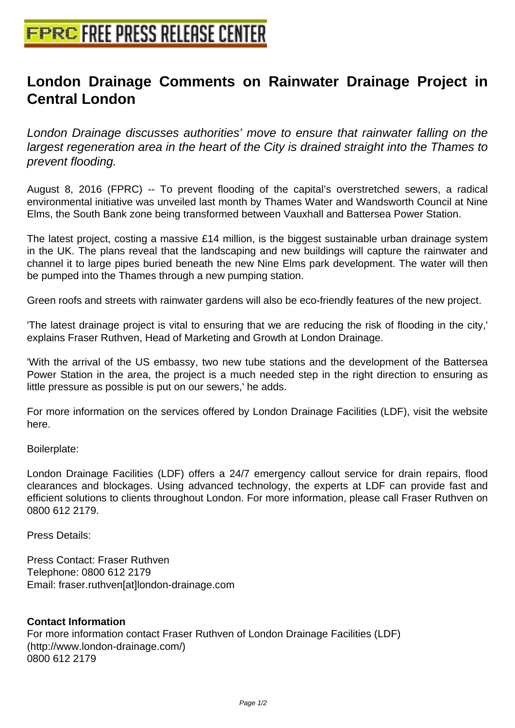# London Drainage Comments on Rainwater Drainage Project in Central London

*London Drainage discusses authorities' move to ensure that rainwater falling on the largest regeneration area in the heart of the City is drained straight into the Thames to prevent flooding.*

August 8, 2016 (FPRC) -- To prevent flooding of the capital's overstretched sewers, a radical environmental initiative was unveiled last month by Thames Water and Wandsworth Council at Nine Elms, the South Bank zone being transformed between Vauxhall and Battersea Power Station.

The latest project, costing a massive £14 million, is the biggest sustainable urban drainage system in the UK. The plans reveal that the landscaping and new buildings will capture the rainwater and channel it to large pipes buried beneath the new Nine Elms park development. The water will then be pumped into the Thames through a new pumping station.

Green roofs and streets with rainwater gardens will also be eco-friendly features of the new project.

'The latest drainage project is vital to ensuring that we are reducing the risk of flooding in the city,' explains Fraser Ruthven, Head of Marketing and Growth at London Drainage.

'With the arrival of the US embassy, two new tube stations and the development of the Battersea Power Station in the area, the project is a much needed step in the right direction to ensuring as little pressure as possible is put on our sewers,' he adds.

For more information on the services offered by London Drainage Facilities (LDF), visit the website here.

Boilerplate:

London Drainage Facilities (LDF) offers a 24/7 emergency callout service for drain repairs, flood clearances and blockages. Using advanced technology, the experts at LDF can provide fast and efficient solutions to clients throughout London. For more information, please call Fraser Ruthven on 0800 612 2179.

Press Details:

Press Contact: Fraser Ruthven
Telephone: 0800 612 2179
Email: fraser.ruthven[at]london-drainage.com

**Contact Information**
For more information contact Fraser Ruthven of London Drainage Facilities (LDF)
(http://www.london-drainage.com/)
0800 612 2179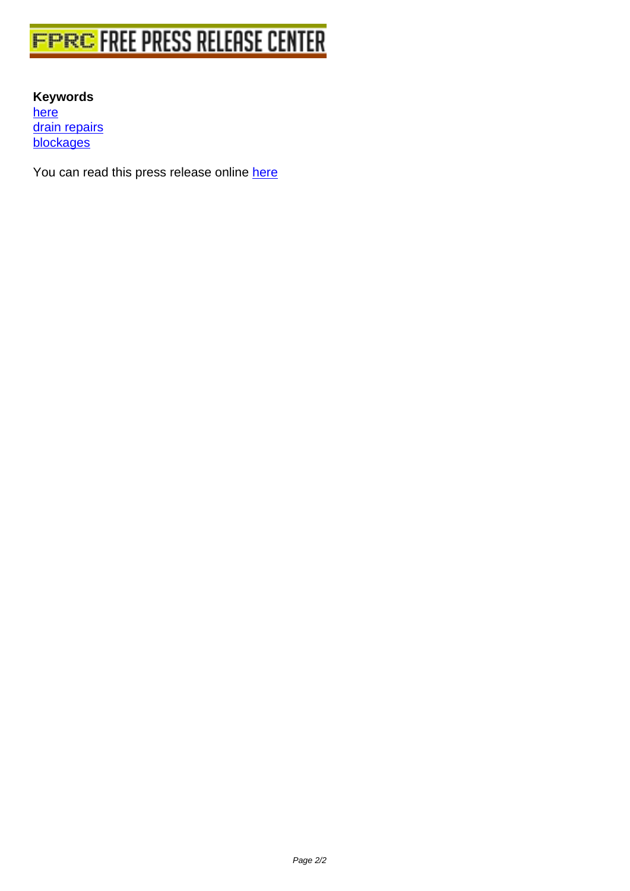**Keywords**
here
drain repairs
blockages

You can read this press release online here